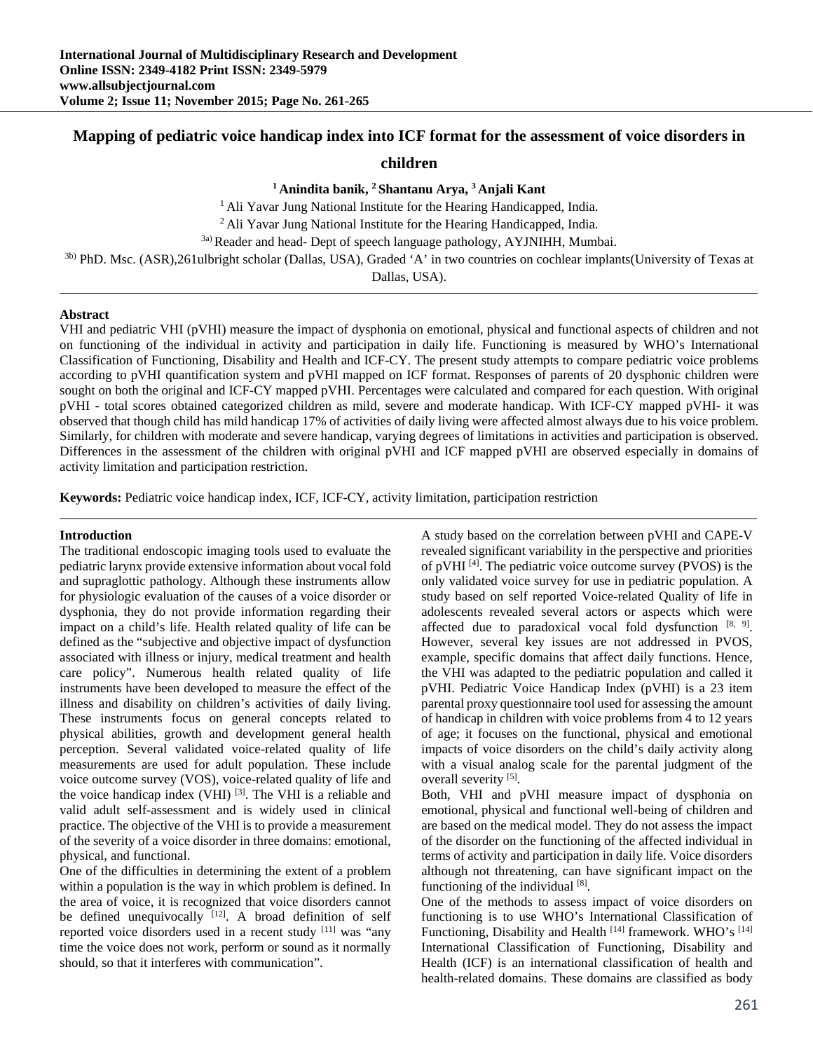# Mapping of pediatric voice handicap index into ICF format for the assessment of voice disorders in children

**[1] Anindita banik, [2] Shantanu Arya, [3] Anjali Kant**

[1] Ali Yavar Jung National Institute for the Hearing Handicapped, India.

[2] Ali Yavar Jung National Institute for the Hearing Handicapped, India.

[3a)] Reader and head- Dept of speech language pathology, AYJNIHH, Mumbai.

[3b)] PhD. Msc. (ASR),261ulbright scholar (Dallas, USA), Graded 'A' in two countries on cochlear implants(University of Texas at Dallas, USA).

---

### Abstract

VHI and pediatric VHI (pVHI) measure the impact of dysphonia on emotional, physical and functional aspects of children and not on functioning of the individual in activity and participation in daily life. Functioning is measured by WHO's International Classification of Functioning, Disability and Health and ICF-CY. The present study attempts to compare pediatric voice problems according to pVHI quantification system and pVHI mapped on ICF format. Responses of parents of 20 dysphonic children were sought on both the original and ICF-CY mapped pVHI. Percentages were calculated and compared for each question. With original pVHI - total scores obtained categorized children as mild, severe and moderate handicap. With ICF-CY mapped pVHI- it was observed that though child has mild handicap 17% of activities of daily living were affected almost always due to his voice problem. Similarly, for children with moderate and severe handicap, varying degrees of limitations in activities and participation is observed. Differences in the assessment of the children with original pVHI and ICF mapped pVHI are observed especially in domains of activity limitation and participation restriction.

**Keywords:** Pediatric voice handicap index, ICF, ICF-CY, activity limitation, participation restriction

---

### Introduction

The traditional endoscopic imaging tools used to evaluate the pediatric larynx provide extensive information about vocal fold and supraglottic pathology. Although these instruments allow for physiologic evaluation of the causes of a voice disorder or dysphonia, they do not provide information regarding their impact on a child's life. Health related quality of life can be defined as the "subjective and objective impact of dysfunction associated with illness or injury, medical treatment and health care policy". Numerous health related quality of life instruments have been developed to measure the effect of the illness and disability on children's activities of daily living. These instruments focus on general concepts related to physical abilities, growth and development general health perception. Several validated voice-related quality of life measurements are used for adult population. These include voice outcome survey (VOS), voice-related quality of life and the voice handicap index (VHI) [3]. The VHI is a reliable and valid adult self-assessment and is widely used in clinical practice. The objective of the VHI is to provide a measurement of the severity of a voice disorder in three domains: emotional, physical, and functional.

One of the difficulties in determining the extent of a problem within a population is the way in which problem is defined. In the area of voice, it is recognized that voice disorders cannot be defined unequivocally [12]. A broad definition of self reported voice disorders used in a recent study [11] was "any time the voice does not work, perform or sound as it normally should, so that it interferes with communication".

A study based on the correlation between pVHI and CAPE-V revealed significant variability in the perspective and priorities of pVHI [4]. The pediatric voice outcome survey (PVOS) is the only validated voice survey for use in pediatric population. A study based on self reported Voice-related Quality of life in adolescents revealed several actors or aspects which were affected due to paradoxical vocal fold dysfunction [8, 9]. However, several key issues are not addressed in PVOS, example, specific domains that affect daily functions. Hence, the VHI was adapted to the pediatric population and called it pVHI. Pediatric Voice Handicap Index (pVHI) is a 23 item parental proxy questionnaire tool used for assessing the amount of handicap in children with voice problems from 4 to 12 years of age; it focuses on the functional, physical and emotional impacts of voice disorders on the child's daily activity along with a visual analog scale for the parental judgment of the overall severity [5].

Both, VHI and pVHI measure impact of dysphonia on emotional, physical and functional well-being of children and are based on the medical model. They do not assess the impact of the disorder on the functioning of the affected individual in terms of activity and participation in daily life. Voice disorders although not threatening, can have significant impact on the functioning of the individual [8].

One of the methods to assess impact of voice disorders on functioning is to use WHO's International Classification of Functioning, Disability and Health [14] framework. WHO's [14] International Classification of Functioning, Disability and Health (ICF) is an international classification of health and health-related domains. These domains are classified as body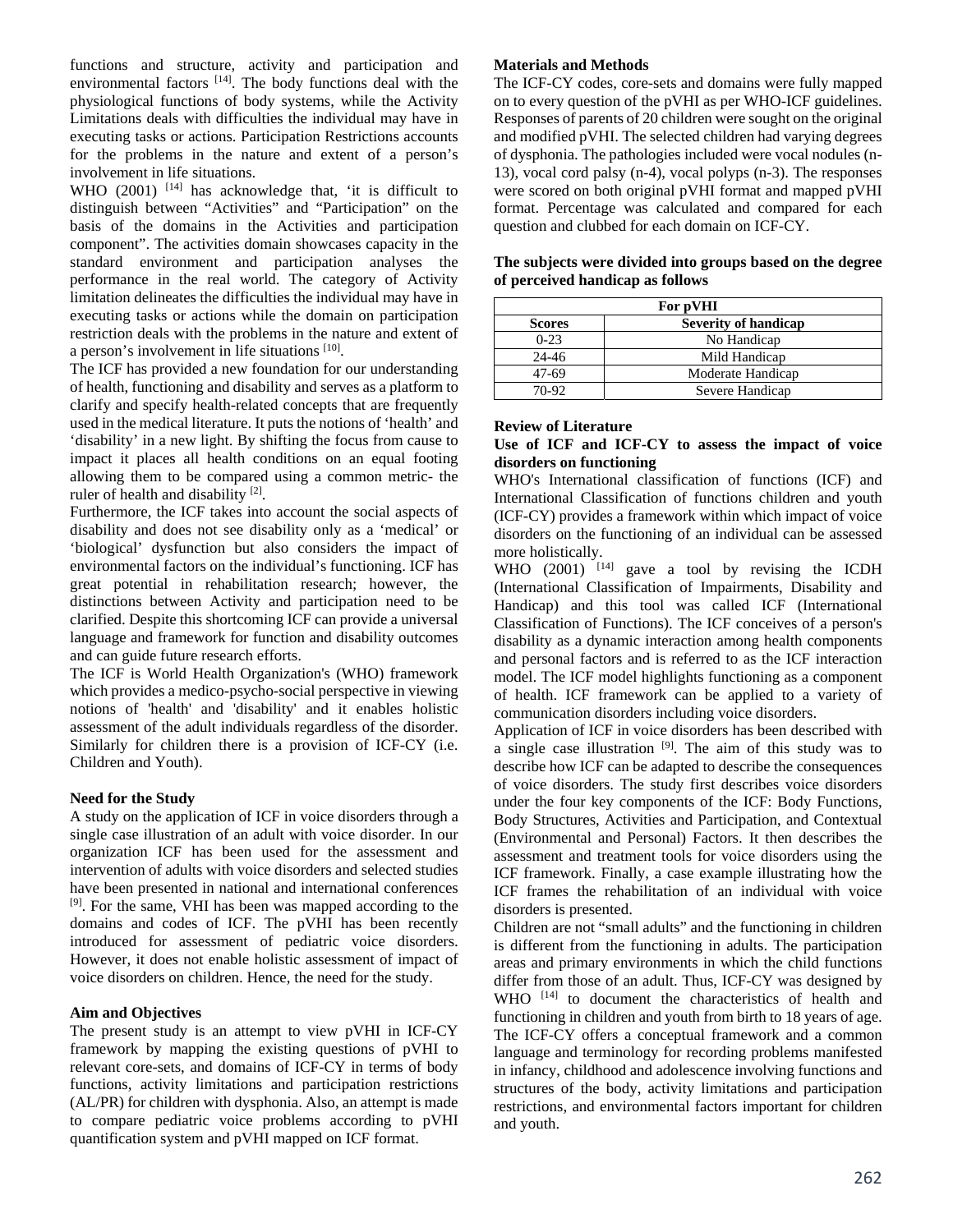functions and structure, activity and participation and environmental factors [14]. The body functions deal with the physiological functions of body systems, while the Activity Limitations deals with difficulties the individual may have in executing tasks or actions. Participation Restrictions accounts for the problems in the nature and extent of a person's involvement in life situations.

WHO (2001) [14] has acknowledge that, 'it is difficult to distinguish between "Activities" and "Participation" on the basis of the domains in the Activities and participation component". The activities domain showcases capacity in the standard environment and participation analyses the performance in the real world. The category of Activity limitation delineates the difficulties the individual may have in executing tasks or actions while the domain on participation restriction deals with the problems in the nature and extent of a person's involvement in life situations [10].

The ICF has provided a new foundation for our understanding of health, functioning and disability and serves as a platform to clarify and specify health-related concepts that are frequently used in the medical literature. It puts the notions of 'health' and 'disability' in a new light. By shifting the focus from cause to impact it places all health conditions on an equal footing allowing them to be compared using a common metric- the ruler of health and disability [2].

Furthermore, the ICF takes into account the social aspects of disability and does not see disability only as a 'medical' or 'biological' dysfunction but also considers the impact of environmental factors on the individual's functioning. ICF has great potential in rehabilitation research; however, the distinctions between Activity and participation need to be clarified. Despite this shortcoming ICF can provide a universal language and framework for function and disability outcomes and can guide future research efforts.

The ICF is World Health Organization's (WHO) framework which provides a medico-psycho-social perspective in viewing notions of 'health' and 'disability' and it enables holistic assessment of the adult individuals regardless of the disorder. Similarly for children there is a provision of ICF-CY (i.e. Children and Youth).

## Need for the Study

A study on the application of ICF in voice disorders through a single case illustration of an adult with voice disorder. In our organization ICF has been used for the assessment and intervention of adults with voice disorders and selected studies have been presented in national and international conferences [9]. For the same, VHI has been was mapped according to the domains and codes of ICF. The pVHI has been recently introduced for assessment of pediatric voice disorders. However, it does not enable holistic assessment of impact of voice disorders on children. Hence, the need for the study.

## Aim and Objectives

The present study is an attempt to view pVHI in ICF-CY framework by mapping the existing questions of pVHI to relevant core-sets, and domains of ICF-CY in terms of body functions, activity limitations and participation restrictions (AL/PR) for children with dysphonia. Also, an attempt is made to compare pediatric voice problems according to pVHI quantification system and pVHI mapped on ICF format.

## Materials and Methods

The ICF-CY codes, core-sets and domains were fully mapped on to every question of the pVHI as per WHO-ICF guidelines. Responses of parents of 20 children were sought on the original and modified pVHI. The selected children had varying degrees of dysphonia. The pathologies included were vocal nodules (n-13), vocal cord palsy (n-4), vocal polyps (n-3). The responses were scored on both original pVHI format and mapped pVHI format. Percentage was calculated and compared for each question and clubbed for each domain on ICF-CY.

**The subjects were divided into groups based on the degree of perceived handicap as follows**

| For pVHI | |
|---|---|
| **Scores** | **Severity of handicap** |
| 0-23 | No Handicap |
| 24-46 | Mild Handicap |
| 47-69 | Moderate Handicap |
| 70-92 | Severe Handicap |

## Review of Literature

### Use of ICF and ICF-CY to assess the impact of voice disorders on functioning

WHO's International classification of functions (ICF) and International Classification of functions children and youth (ICF-CY) provides a framework within which impact of voice disorders on the functioning of an individual can be assessed more holistically.

WHO (2001) [14] gave a tool by revising the ICDH (International Classification of Impairments, Disability and Handicap) and this tool was called ICF (International Classification of Functions). The ICF conceives of a person's disability as a dynamic interaction among health components and personal factors and is referred to as the ICF interaction model. The ICF model highlights functioning as a component of health. ICF framework can be applied to a variety of communication disorders including voice disorders.

Application of ICF in voice disorders has been described with a single case illustration [9]. The aim of this study was to describe how ICF can be adapted to describe the consequences of voice disorders. The study first describes voice disorders under the four key components of the ICF: Body Functions, Body Structures, Activities and Participation, and Contextual (Environmental and Personal) Factors. It then describes the assessment and treatment tools for voice disorders using the ICF framework. Finally, a case example illustrating how the ICF frames the rehabilitation of an individual with voice disorders is presented.

Children are not "small adults" and the functioning in children is different from the functioning in adults. The participation areas and primary environments in which the child functions differ from those of an adult. Thus, ICF-CY was designed by WHO [14] to document the characteristics of health and functioning in children and youth from birth to 18 years of age. The ICF-CY offers a conceptual framework and a common language and terminology for recording problems manifested in infancy, childhood and adolescence involving functions and structures of the body, activity limitations and participation restrictions, and environmental factors important for children and youth.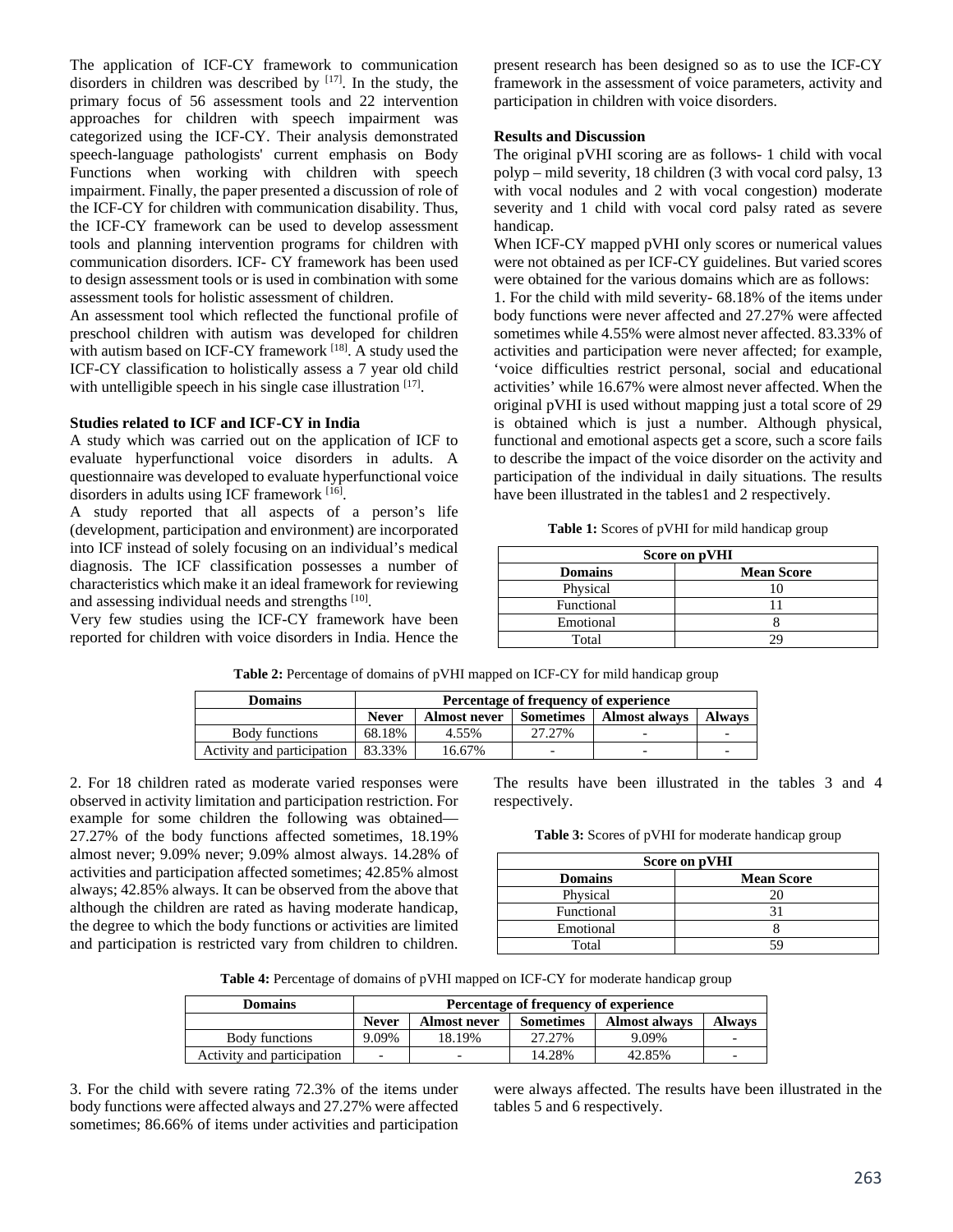The application of ICF-CY framework to communication disorders in children was described by [17]. In the study, the primary focus of 56 assessment tools and 22 intervention approaches for children with speech impairment was categorized using the ICF-CY. Their analysis demonstrated speech-language pathologists' current emphasis on Body Functions when working with children with speech impairment. Finally, the paper presented a discussion of role of the ICF-CY for children with communication disability. Thus, the ICF-CY framework can be used to develop assessment tools and planning intervention programs for children with communication disorders. ICF- CY framework has been used to design assessment tools or is used in combination with some assessment tools for holistic assessment of children.

An assessment tool which reflected the functional profile of preschool children with autism was developed for children with autism based on ICF-CY framework [18]. A study used the ICF-CY classification to holistically assess a 7 year old child with untelligible speech in his single case illustration [17].

**Studies related to ICF and ICF-CY in India**

A study which was carried out on the application of ICF to evaluate hyperfunctional voice disorders in adults. A questionnaire was developed to evaluate hyperfunctional voice disorders in adults using ICF framework [16].

A study reported that all aspects of a person's life (development, participation and environment) are incorporated into ICF instead of solely focusing on an individual's medical diagnosis. The ICF classification possesses a number of characteristics which make it an ideal framework for reviewing and assessing individual needs and strengths [10].

Very few studies using the ICF-CY framework have been reported for children with voice disorders in India. Hence the present research has been designed so as to use the ICF-CY framework in the assessment of voice parameters, activity and participation in children with voice disorders.

**Results and Discussion**

The original pVHI scoring are as follows- 1 child with vocal polyp – mild severity, 18 children (3 with vocal cord palsy, 13 with vocal nodules and 2 with vocal congestion) moderate severity and 1 child with vocal cord palsy rated as severe handicap.

When ICF-CY mapped pVHI only scores or numerical values were not obtained as per ICF-CY guidelines. But varied scores were obtained for the various domains which are as follows:

1. For the child with mild severity- 68.18% of the items under body functions were never affected and 27.27% were affected sometimes while 4.55% were almost never affected. 83.33% of activities and participation were never affected; for example, 'voice difficulties restrict personal, social and educational activities' while 16.67% were almost never affected. When the original pVHI is used without mapping just a total score of 29 is obtained which is just a number. Although physical, functional and emotional aspects get a score, such a score fails to describe the impact of the voice disorder on the activity and participation of the individual in daily situations. The results have been illustrated in the tables1 and 2 respectively.

**Table 1:** Scores of pVHI for mild handicap group

| Score on pVHI | |
|---|---|
| **Domains** | **Mean Score** |
| Physical | 10 |
| Functional | 11 |
| Emotional | 8 |
| Total | 29 |

**Table 2:** Percentage of domains of pVHI mapped on ICF-CY for mild handicap group

| Domains | Percentage of frequency of experience | | | | |
|---|---|---|---|---|---|
| | **Never** | **Almost never** | **Sometimes** | **Almost always** | **Always** |
| Body functions | 68.18% | 4.55% | 27.27% | - | - |
| Activity and participation | 83.33% | 16.67% | - | - | - |

2. For 18 children rated as moderate varied responses were observed in activity limitation and participation restriction. For example for some children the following was obtained—27.27% of the body functions affected sometimes, 18.19% almost never; 9.09% never; 9.09% almost always. 14.28% of activities and participation affected sometimes; 42.85% almost always; 42.85% always. It can be observed from the above that although the children are rated as having moderate handicap, the degree to which the body functions or activities are limited and participation is restricted vary from children to children. The results have been illustrated in the tables 3 and 4 respectively.

**Table 3:** Scores of pVHI for moderate handicap group

| Score on pVHI | |
|---|---|
| **Domains** | **Mean Score** |
| Physical | 20 |
| Functional | 31 |
| Emotional | 8 |
| Total | 59 |

**Table 4:** Percentage of domains of pVHI mapped on ICF-CY for moderate handicap group

| Domains | Percentage of frequency of experience | | | | |
|---|---|---|---|---|---|
| | **Never** | **Almost never** | **Sometimes** | **Almost always** | **Always** |
| Body functions | 9.09% | 18.19% | 27.27% | 9.09% | - |
| Activity and participation | - | - | 14.28% | 42.85% | - |

3. For the child with severe rating 72.3% of the items under body functions were affected always and 27.27% were affected sometimes; 86.66% of items under activities and participation were always affected. The results have been illustrated in the tables 5 and 6 respectively.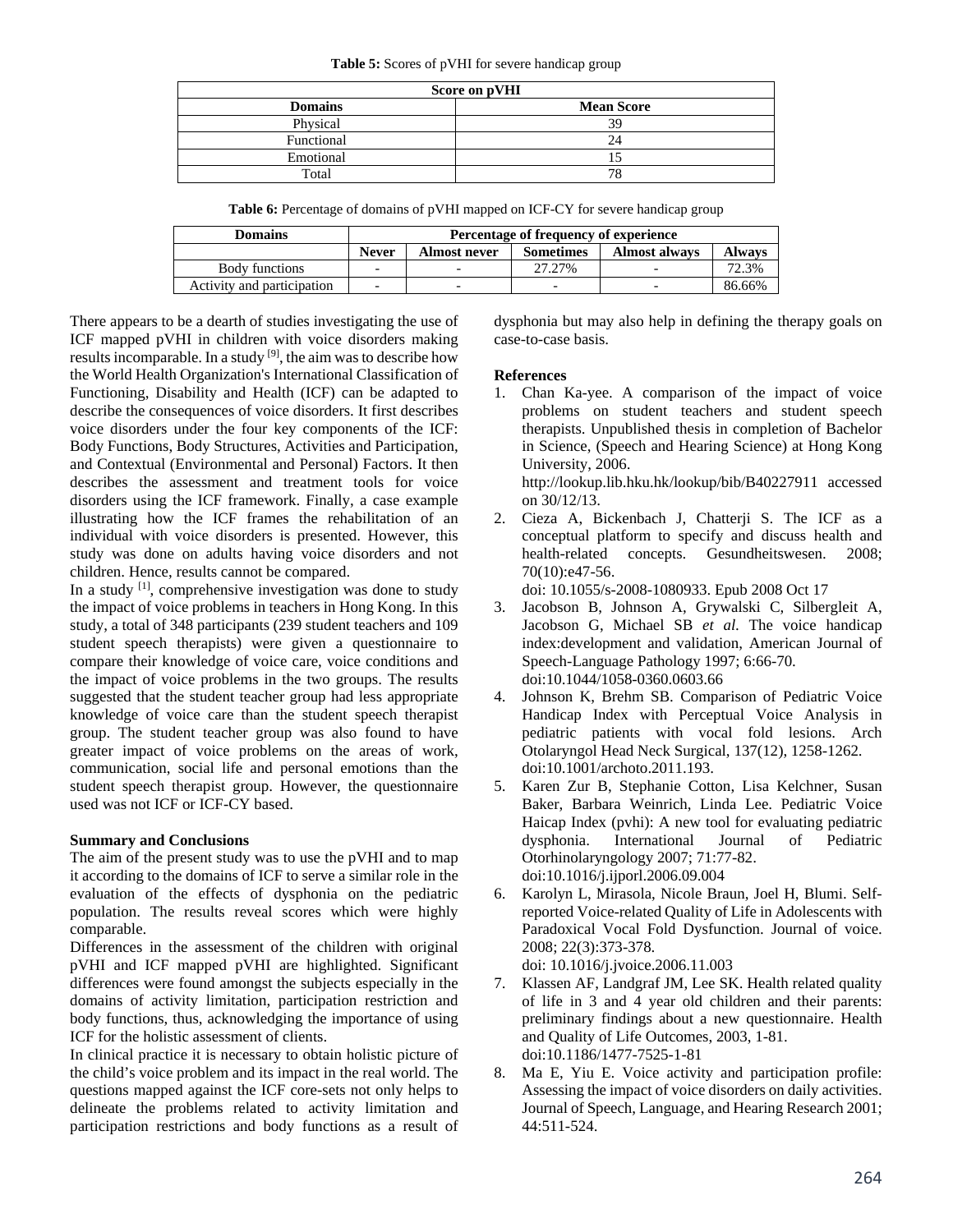**Table 5:** Scores of pVHI for severe handicap group

| Score on pVHI | |
|---|---|
| **Domains** | **Mean Score** |
| Physical | 39 |
| Functional | 24 |
| Emotional | 15 |
| Total | 78 |

**Table 6:** Percentage of domains of pVHI mapped on ICF-CY for severe handicap group

| Domains | Percentage of frequency of experience | | | | |
|---|---|---|---|---|---|
| | **Never** | **Almost never** | **Sometimes** | **Almost always** | **Always** |
| Body functions | - | - | 27.27% | - | 72.3% |
| Activity and participation | - | - | - | - | 86.66% |

There appears to be a dearth of studies investigating the use of ICF mapped pVHI in children with voice disorders making results incomparable. In a study [9], the aim was to describe how the World Health Organization's International Classification of Functioning, Disability and Health (ICF) can be adapted to describe the consequences of voice disorders. It first describes voice disorders under the four key components of the ICF: Body Functions, Body Structures, Activities and Participation, and Contextual (Environmental and Personal) Factors. It then describes the assessment and treatment tools for voice disorders using the ICF framework. Finally, a case example illustrating how the ICF frames the rehabilitation of an individual with voice disorders is presented. However, this study was done on adults having voice disorders and not children. Hence, results cannot be compared.

In a study [1], comprehensive investigation was done to study the impact of voice problems in teachers in Hong Kong. In this study, a total of 348 participants (239 student teachers and 109 student speech therapists) were given a questionnaire to compare their knowledge of voice care, voice conditions and the impact of voice problems in the two groups. The results suggested that the student teacher group had less appropriate knowledge of voice care than the student speech therapist group. The student teacher group was also found to have greater impact of voice problems on the areas of work, communication, social life and personal emotions than the student speech therapist group. However, the questionnaire used was not ICF or ICF-CY based.

## Summary and Conclusions

The aim of the present study was to use the pVHI and to map it according to the domains of ICF to serve a similar role in the evaluation of the effects of dysphonia on the pediatric population. The results reveal scores which were highly comparable.

Differences in the assessment of the children with original pVHI and ICF mapped pVHI are highlighted. Significant differences were found amongst the subjects especially in the domains of activity limitation, participation restriction and body functions, thus, acknowledging the importance of using ICF for the holistic assessment of clients.

In clinical practice it is necessary to obtain holistic picture of the child's voice problem and its impact in the real world. The questions mapped against the ICF core-sets not only helps to delineate the problems related to activity limitation and participation restrictions and body functions as a result of dysphonia but may also help in defining the therapy goals on case-to-case basis.

## References

1. Chan Ka-yee. A comparison of the impact of voice problems on student teachers and student speech therapists. Unpublished thesis in completion of Bachelor in Science, (Speech and Hearing Science) at Hong Kong University, 2006. http://lookup.lib.hku.hk/lookup/bib/B40227911 accessed on 30/12/13.
2. Cieza A, Bickenbach J, Chatterji S. The ICF as a conceptual platform to specify and discuss health and health-related concepts. Gesundheitswesen. 2008; 70(10):e47-56. doi: 10.1055/s-2008-1080933. Epub 2008 Oct 17
3. Jacobson B, Johnson A, Grywalski C, Silbergleit A, Jacobson G, Michael SB *et al.* The voice handicap index:development and validation, American Journal of Speech-Language Pathology 1997; 6:66-70. doi:10.1044/1058-0360.0603.66
4. Johnson K, Brehm SB. Comparison of Pediatric Voice Handicap Index with Perceptual Voice Analysis in pediatric patients with vocal fold lesions. Arch Otolaryngol Head Neck Surgical, 137(12), 1258-1262. doi:10.1001/archoto.2011.193.
5. Karen Zur B, Stephanie Cotton, Lisa Kelchner, Susan Baker, Barbara Weinrich, Linda Lee. Pediatric Voice Haicap Index (pvhi): A new tool for evaluating pediatric dysphonia. International Journal of Pediatric Otorhinolaryngology 2007; 71:77-82. doi:10.1016/j.ijporl.2006.09.004
6. Karolyn L, Mirasola, Nicole Braun, Joel H, Blumi. Self-reported Voice-related Quality of Life in Adolescents with Paradoxical Vocal Fold Dysfunction. Journal of voice. 2008; 22(3):373-378. doi: 10.1016/j.jvoice.2006.11.003
7. Klassen AF, Landgraf JM, Lee SK. Health related quality of life in 3 and 4 year old children and their parents: preliminary findings about a new questionnaire. Health and Quality of Life Outcomes, 2003, 1-81. doi:10.1186/1477-7525-1-81
8. Ma E, Yiu E. Voice activity and participation profile: Assessing the impact of voice disorders on daily activities. Journal of Speech, Language, and Hearing Research 2001; 44:511-524.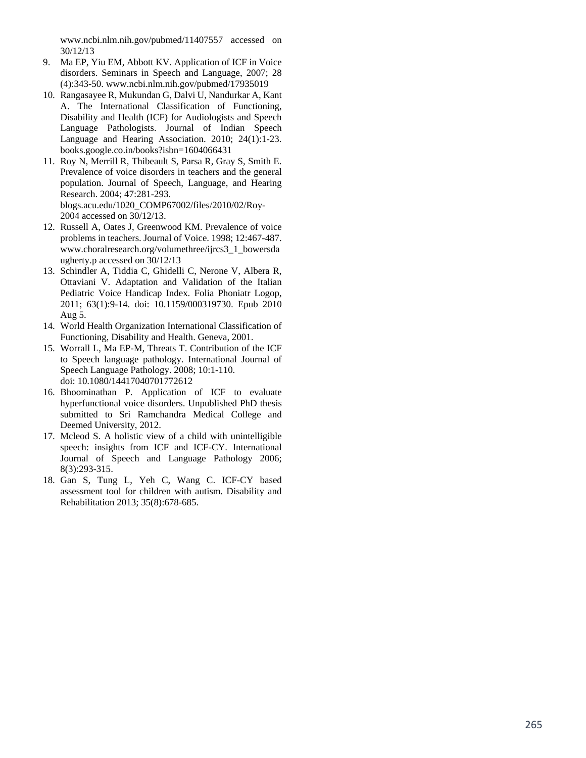www.ncbi.nlm.nih.gov/pubmed/11407557 accessed on 30/12/13

9. Ma EP, Yiu EM, Abbott KV. Application of ICF in Voice disorders. Seminars in Speech and Language, 2007; 28 (4):343-50. www.ncbi.nlm.nih.gov/pubmed/17935019
10. Rangasayee R, Mukundan G, Dalvi U, Nandurkar A, Kant A. The International Classification of Functioning, Disability and Health (ICF) for Audiologists and Speech Language Pathologists. Journal of Indian Speech Language and Hearing Association. 2010; 24(1):1-23. books.google.co.in/books?isbn=1604066431
11. Roy N, Merrill R, Thibeault S, Parsa R, Gray S, Smith E. Prevalence of voice disorders in teachers and the general population. Journal of Speech, Language, and Hearing Research. 2004; 47:281-293. blogs.acu.edu/1020_COMP67002/files/2010/02/Roy-2004 accessed on 30/12/13.
12. Russell A, Oates J, Greenwood KM. Prevalence of voice problems in teachers. Journal of Voice. 1998; 12:467-487. www.choralresearch.org/volumethree/ijrcs3_1_bowersdaugherty.p accessed on 30/12/13
13. Schindler A, Tiddia C, Ghidelli C, Nerone V, Albera R, Ottaviani V. Adaptation and Validation of the Italian Pediatric Voice Handicap Index. Folia Phoniatr Logop, 2011; 63(1):9-14. doi: 10.1159/000319730. Epub 2010 Aug 5.
14. World Health Organization International Classification of Functioning, Disability and Health. Geneva, 2001.
15. Worrall L, Ma EP-M, Threats T. Contribution of the ICF to Speech language pathology. International Journal of Speech Language Pathology. 2008; 10:1-110. doi: 10.1080/14417040701772612
16. Bhoominathan P. Application of ICF to evaluate hyperfunctional voice disorders. Unpublished PhD thesis submitted to Sri Ramchandra Medical College and Deemed University, 2012.
17. Mcleod S. A holistic view of a child with unintelligible speech: insights from ICF and ICF-CY. International Journal of Speech and Language Pathology 2006; 8(3):293-315.
18. Gan S, Tung L, Yeh C, Wang C. ICF-CY based assessment tool for children with autism. Disability and Rehabilitation 2013; 35(8):678-685.